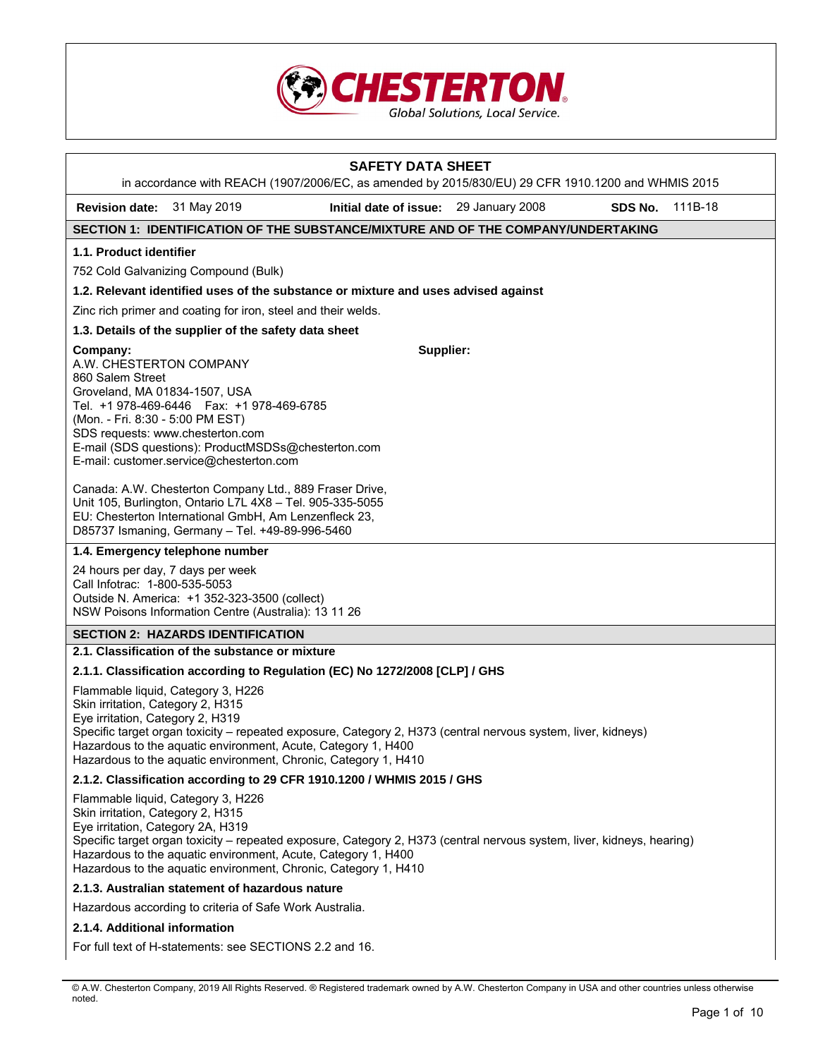CHESTERTON
Global Solutions, Local Service.

# SAFETY DATA SHEET

in accordance with REACH (1907/2006/EC, as amended by 2015/830/EU) 29 CFR 1910.1200 and WHMIS 2015

**Revision date:** 31 May 2019 **Initial date of issue:** 29 January 2008 **SDS No.** 111B-18

## SECTION 1: IDENTIFICATION OF THE SUBSTANCE/MIXTURE AND OF THE COMPANY/UNDERTAKING

### 1.1. Product identifier

752 Cold Galvanizing Compound (Bulk)

### 1.2. Relevant identified uses of the substance or mixture and uses advised against

Zinc rich primer and coating for iron, steel and their welds.

### 1.3. Details of the supplier of the safety data sheet

**Company:**
A.W. CHESTERTON COMPANY
860 Salem Street
Groveland, MA 01834-1507, USA
Tel. +1 978-469-6446 Fax: +1 978-469-6785
(Mon. - Fri. 8:30 - 5:00 PM EST)
SDS requests: www.chesterton.com
E-mail (SDS questions): ProductMSDSs@chesterton.com
E-mail: customer.service@chesterton.com

**Supplier:**

Canada: A.W. Chesterton Company Ltd., 889 Fraser Drive, Unit 105, Burlington, Ontario L7L 4X8 – Tel. 905-335-5055
EU: Chesterton International GmbH, Am Lenzenfleck 23, D85737 Ismaning, Germany – Tel. +49-89-996-5460

### 1.4. Emergency telephone number

24 hours per day, 7 days per week
Call Infotrac: 1-800-535-5053
Outside N. America: +1 352-323-3500 (collect)
NSW Poisons Information Centre (Australia): 13 11 26

## SECTION 2: HAZARDS IDENTIFICATION

### 2.1. Classification of the substance or mixture

#### 2.1.1. Classification according to Regulation (EC) No 1272/2008 [CLP] / GHS

Flammable liquid, Category 3, H226
Skin irritation, Category 2, H315
Eye irritation, Category 2, H319
Specific target organ toxicity – repeated exposure, Category 2, H373 (central nervous system, liver, kidneys)
Hazardous to the aquatic environment, Acute, Category 1, H400
Hazardous to the aquatic environment, Chronic, Category 1, H410

#### 2.1.2. Classification according to 29 CFR 1910.1200 / WHMIS 2015 / GHS

Flammable liquid, Category 3, H226
Skin irritation, Category 2, H315
Eye irritation, Category 2A, H319
Specific target organ toxicity – repeated exposure, Category 2, H373 (central nervous system, liver, kidneys, hearing)
Hazardous to the aquatic environment, Acute, Category 1, H400
Hazardous to the aquatic environment, Chronic, Category 1, H410

#### 2.1.3. Australian statement of hazardous nature

Hazardous according to criteria of Safe Work Australia.

#### 2.1.4. Additional information

For full text of H-statements: see SECTIONS 2.2 and 16.

© A.W. Chesterton Company, 2019 All Rights Reserved. ® Registered trademark owned by A.W. Chesterton Company in USA and other countries unless otherwise noted.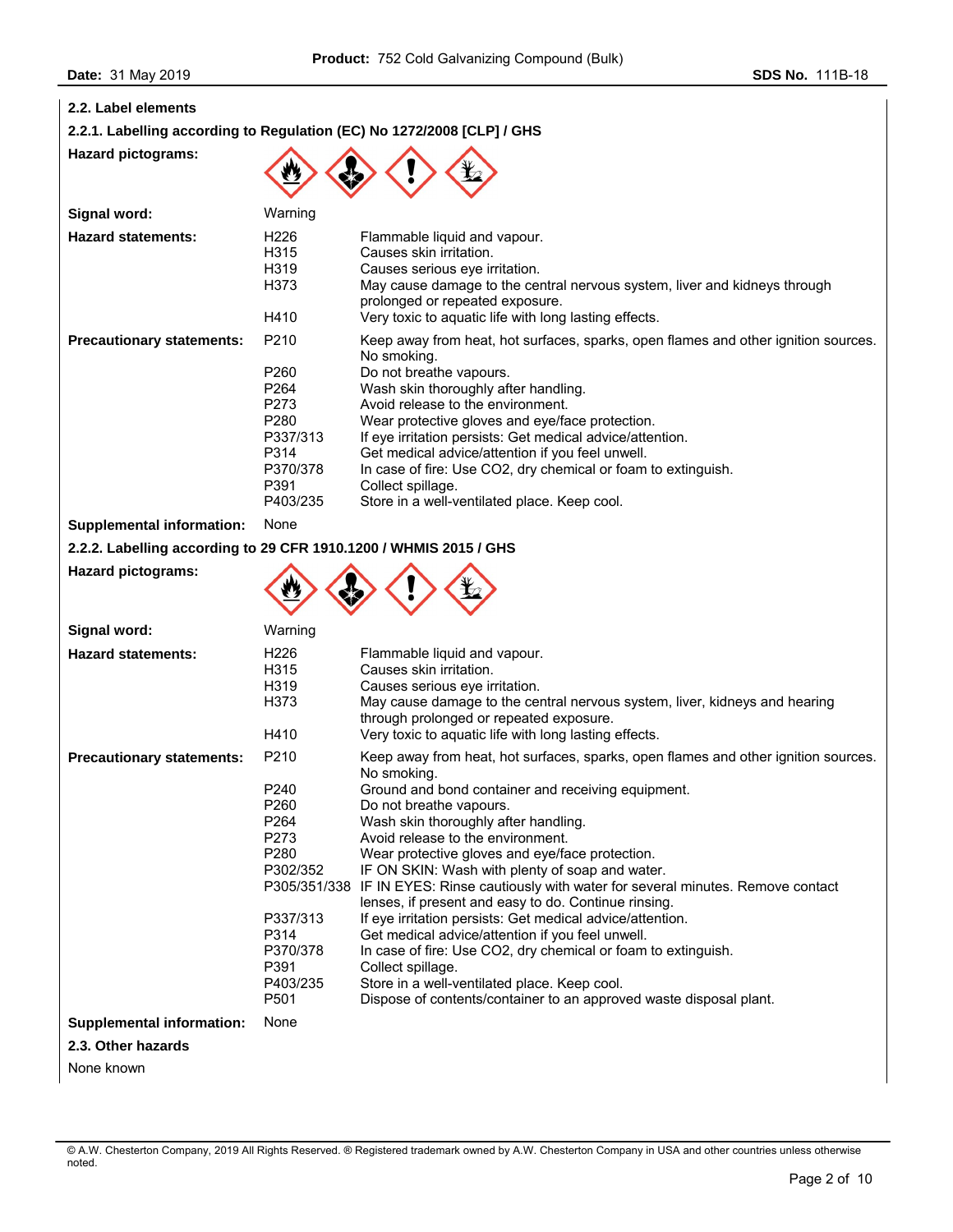## 2.2. Label elements

### 2.2.1. Labelling according to Regulation (EC) No 1272/2008 [CLP] / GHS

**Hazard pictograms:**

**Signal word:** Warning

**Hazard statements:**

| | |
|---|---|
| H226 | Flammable liquid and vapour. |
| H315 | Causes skin irritation. |
| H319 | Causes serious eye irritation. |
| H373 | May cause damage to the central nervous system, liver and kidneys through prolonged or repeated exposure. |
| H410 | Very toxic to aquatic life with long lasting effects. |

**Precautionary statements:**

| | |
|---|---|
| P210 | Keep away from heat, hot surfaces, sparks, open flames and other ignition sources. No smoking. |
| P260 | Do not breathe vapours. |
| P264 | Wash skin thoroughly after handling. |
| P273 | Avoid release to the environment. |
| P280 | Wear protective gloves and eye/face protection. |
| P337/313 | If eye irritation persists: Get medical advice/attention. |
| P314 | Get medical advice/attention if you feel unwell. |
| P370/378 | In case of fire: Use CO2, dry chemical or foam to extinguish. |
| P391 | Collect spillage. |
| P403/235 | Store in a well-ventilated place. Keep cool. |

**Supplemental information:** None

### 2.2.2. Labelling according to 29 CFR 1910.1200 / WHMIS 2015 / GHS

**Hazard pictograms:**

**Signal word:** Warning

**Hazard statements:**

| | |
|---|---|
| H226 | Flammable liquid and vapour. |
| H315 | Causes skin irritation. |
| H319 | Causes serious eye irritation. |
| H373 | May cause damage to the central nervous system, liver, kidneys and hearing through prolonged or repeated exposure. |
| H410 | Very toxic to aquatic life with long lasting effects. |

**Precautionary statements:**

| | |
|---|---|
| P210 | Keep away from heat, hot surfaces, sparks, open flames and other ignition sources. No smoking. |
| P240 | Ground and bond container and receiving equipment. |
| P260 | Do not breathe vapours. |
| P264 | Wash skin thoroughly after handling. |
| P273 | Avoid release to the environment. |
| P280 | Wear protective gloves and eye/face protection. |
| P302/352 | IF ON SKIN: Wash with plenty of soap and water. |
| P305/351/338 | IF IN EYES: Rinse cautiously with water for several minutes. Remove contact lenses, if present and easy to do. Continue rinsing. |
| P337/313 | If eye irritation persists: Get medical advice/attention. |
| P314 | Get medical advice/attention if you feel unwell. |
| P370/378 | In case of fire: Use CO2, dry chemical or foam to extinguish. |
| P391 | Collect spillage. |
| P403/235 | Store in a well-ventilated place. Keep cool. |
| P501 | Dispose of contents/container to an approved waste disposal plant. |

**Supplemental information:** None

## 2.3. Other hazards

None known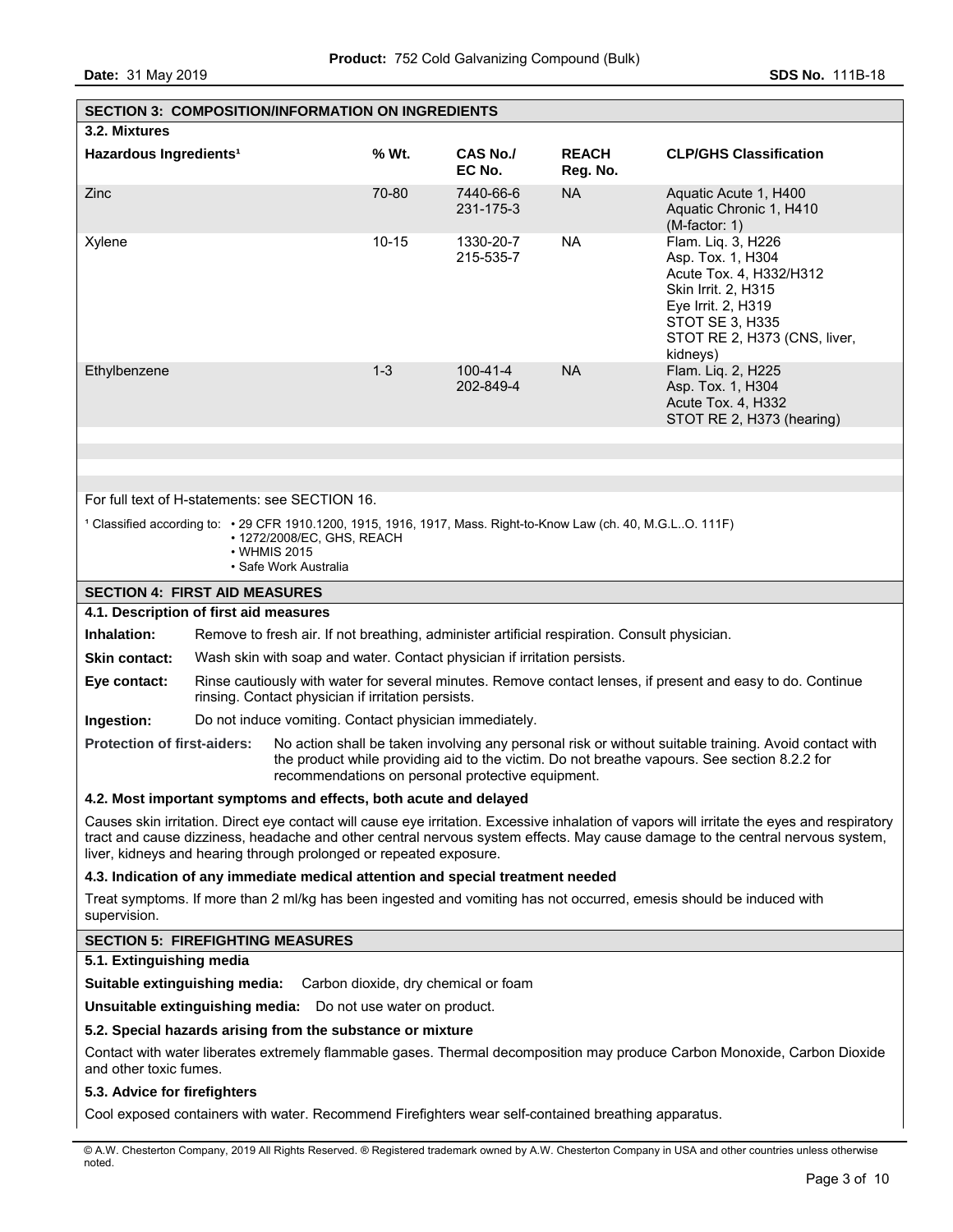## SECTION 3: COMPOSITION/INFORMATION ON INGREDIENTS

### 3.2. Mixtures

| Hazardous Ingredients[1] | % Wt. | CAS No./ EC No. | REACH Reg. No. | CLP/GHS Classification |
|---|---|---|---|---|
| Zinc | 70-80 | 7440-66-6 231-175-3 | NA | Aquatic Acute 1, H400 Aquatic Chronic 1, H410 (M-factor: 1) |
| Xylene | 10-15 | 1330-20-7 215-535-7 | NA | Flam. Liq. 3, H226 Asp. Tox. 1, H304 Acute Tox. 4, H332/H312 Skin Irrit. 2, H315 Eye Irrit. 2, H319 STOT SE 3, H335 STOT RE 2, H373 (CNS, liver, kidneys) |
| Ethylbenzene | 1-3 | 100-41-4 202-849-4 | NA | Flam. Liq. 2, H225 Asp. Tox. 1, H304 Acute Tox. 4, H332 STOT RE 2, H373 (hearing) |

For full text of H-statements: see SECTION 16.

[1] Classified according to:
- 29 CFR 1910.1200, 1915, 1916, 1917, Mass. Right-to-Know Law (ch. 40, M.G.L..O. 111F)
- 1272/2008/EC, GHS, REACH
- WHMIS 2015
- Safe Work Australia

## SECTION 4: FIRST AID MEASURES

### 4.1. Description of first aid measures

**Inhalation:** Remove to fresh air. If not breathing, administer artificial respiration. Consult physician.

**Skin contact:** Wash skin with soap and water. Contact physician if irritation persists.

**Eye contact:** Rinse cautiously with water for several minutes. Remove contact lenses, if present and easy to do. Continue rinsing. Contact physician if irritation persists.

**Ingestion:** Do not induce vomiting. Contact physician immediately.

**Protection of first-aiders:** No action shall be taken involving any personal risk or without suitable training. Avoid contact with the product while providing aid to the victim. Do not breathe vapours. See section 8.2.2 for recommendations on personal protective equipment.

### 4.2. Most important symptoms and effects, both acute and delayed

Causes skin irritation. Direct eye contact will cause eye irritation. Excessive inhalation of vapors will irritate the eyes and respiratory tract and cause dizziness, headache and other central nervous system effects. May cause damage to the central nervous system, liver, kidneys and hearing through prolonged or repeated exposure.

### 4.3. Indication of any immediate medical attention and special treatment needed

Treat symptoms. If more than 2 ml/kg has been ingested and vomiting has not occurred, emesis should be induced with supervision.

## SECTION 5: FIREFIGHTING MEASURES

### 5.1. Extinguishing media

**Suitable extinguishing media:** Carbon dioxide, dry chemical or foam

**Unsuitable extinguishing media:** Do not use water on product.

### 5.2. Special hazards arising from the substance or mixture

Contact with water liberates extremely flammable gases. Thermal decomposition may produce Carbon Monoxide, Carbon Dioxide and other toxic fumes.

### 5.3. Advice for firefighters

Cool exposed containers with water. Recommend Firefighters wear self-contained breathing apparatus.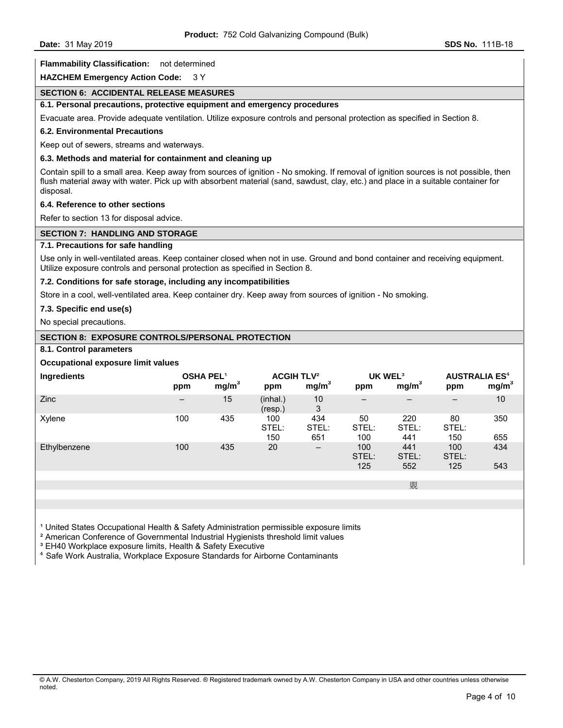**Flammability Classification:** not determined

**HAZCHEM Emergency Action Code:** 3 Y

## SECTION 6: ACCIDENTAL RELEASE MEASURES

### 6.1. Personal precautions, protective equipment and emergency procedures

Evacuate area. Provide adequate ventilation. Utilize exposure controls and personal protection as specified in Section 8.

### 6.2. Environmental Precautions

Keep out of sewers, streams and waterways.

### 6.3. Methods and material for containment and cleaning up

Contain spill to a small area. Keep away from sources of ignition - No smoking. If removal of ignition sources is not possible, then flush material away with water. Pick up with absorbent material (sand, sawdust, clay, etc.) and place in a suitable container for disposal.

### 6.4. Reference to other sections

Refer to section 13 for disposal advice.

## SECTION 7: HANDLING AND STORAGE

### 7.1. Precautions for safe handling

Use only in well-ventilated areas. Keep container closed when not in use. Ground and bond container and receiving equipment. Utilize exposure controls and personal protection as specified in Section 8.

### 7.2. Conditions for safe storage, including any incompatibilities

Store in a cool, well-ventilated area. Keep container dry. Keep away from sources of ignition - No smoking.

### 7.3. Specific end use(s)

No special precautions.

## SECTION 8: EXPOSURE CONTROLS/PERSONAL PROTECTION

### 8.1. Control parameters

**Occupational exposure limit values**

| Ingredients | OSHA PEL[1] | | ACGIH TLV[2] | | UK WEL[3] | | AUSTRALIA ES[4] | |
|---|---|---|---|---|---|---|---|---|
| | ppm | $mg/m^3$ | ppm | $mg/m^3$ | ppm | $mg/m^3$ | ppm | $mg/m^3$ |
| Zinc | – | 15 | (inhal.) (resp.) | 10 3 | – | – | – | 10 |
| Xylene | 100 | 435 | 100 STEL: 150 | 434 STEL: 651 | 50 STEL: 100 | 220 STEL: 441 | 80 STEL: 150 | 350 655 |
| Ethylbenzene | 100 | 435 | 20 | – | 100 STEL: 125 | 441 STEL: 552 | 100 STEL: 125 | 434 543 |

[1] United States Occupational Health & Safety Administration permissible exposure limits
[2] American Conference of Governmental Industrial Hygienists threshold limit values
[3] EH40 Workplace exposure limits, Health & Safety Executive
[4] Safe Work Australia, Workplace Exposure Standards for Airborne Contaminants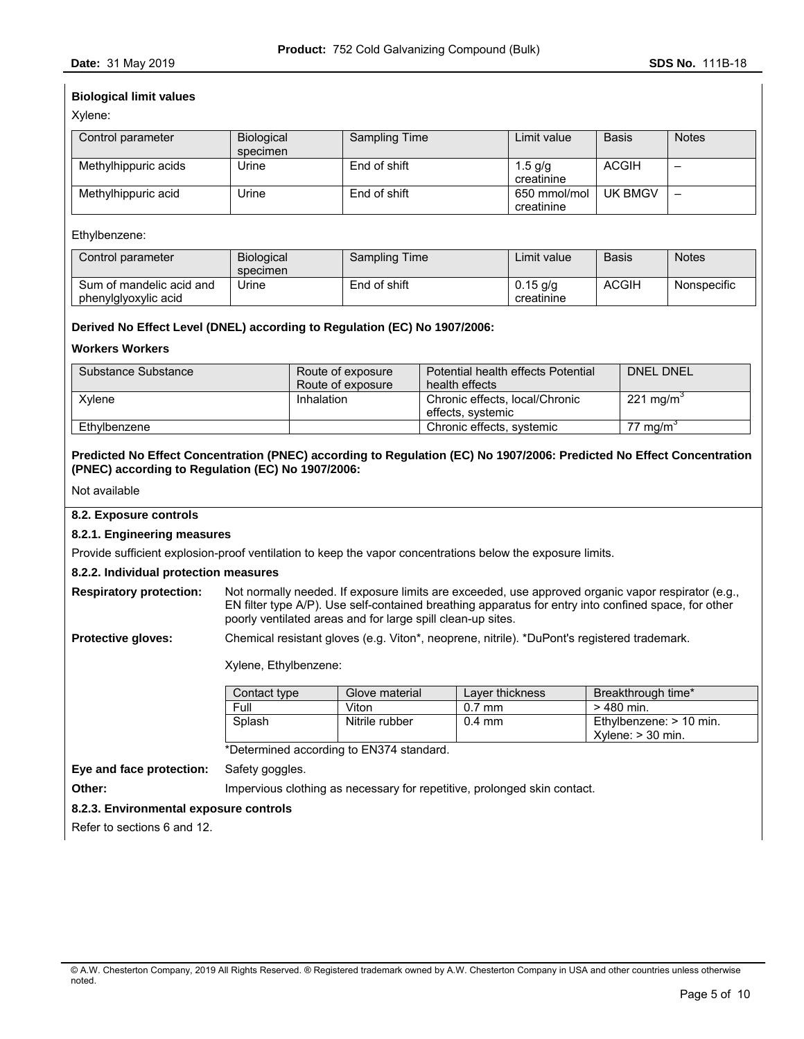**Biological limit values**

Xylene:

| Control parameter | Biological specimen | Sampling Time | Limit value | Basis | Notes |
|---|---|---|---|---|---|
| Methylhippuric acids | Urine | End of shift | 1.5 g/g creatinine | ACGIH | – |
| Methylhippuric acid | Urine | End of shift | 650 mmol/mol creatinine | UK BMGV | – |

Ethylbenzene:

| Control parameter | Biological specimen | Sampling Time | Limit value | Basis | Notes |
|---|---|---|---|---|---|
| Sum of mandelic acid and phenylglyoxylic acid | Urine | End of shift | 0.15 g/g creatinine | ACGIH | Nonspecific |

**Derived No Effect Level (DNEL) according to Regulation (EC) No 1907/2006:**

**Workers Workers**

| Substance Substance | Route of exposure Route of exposure | Potential health effects Potential health effects | DNEL DNEL |
|---|---|---|---|
| Xylene | Inhalation | Chronic effects, local/Chronic effects, systemic | 221 $mg/m^3$ |
| Ethylbenzene | | Chronic effects, systemic | 77 $mg/m^3$ |

**Predicted No Effect Concentration (PNEC) according to Regulation (EC) No 1907/2006: Predicted No Effect Concentration (PNEC) according to Regulation (EC) No 1907/2006:**

Not available

**8.2. Exposure controls**

**8.2.1. Engineering measures**

Provide sufficient explosion-proof ventilation to keep the vapor concentrations below the exposure limits.

**8.2.2. Individual protection measures**

**Respiratory protection:** Not normally needed. If exposure limits are exceeded, use approved organic vapor respirator (e.g., EN filter type A/P). Use self-contained breathing apparatus for entry into confined space, for other poorly ventilated areas and for large spill clean-up sites.

**Protective gloves:** Chemical resistant gloves (e.g. Viton*, neoprene, nitrile). *DuPont's registered trademark.

Xylene, Ethylbenzene:

| Contact type | Glove material | Layer thickness | Breakthrough time* |
|---|---|---|---|
| Full | Viton | 0.7 mm | > 480 min. |
| Splash | Nitrile rubber | 0.4 mm | Ethylbenzene: > 10 min. Xylene: > 30 min. |

*Determined according to EN374 standard.

**Eye and face protection:** Safety goggles.

**Other:** Impervious clothing as necessary for repetitive, prolonged skin contact.

**8.2.3. Environmental exposure controls**

Refer to sections 6 and 12.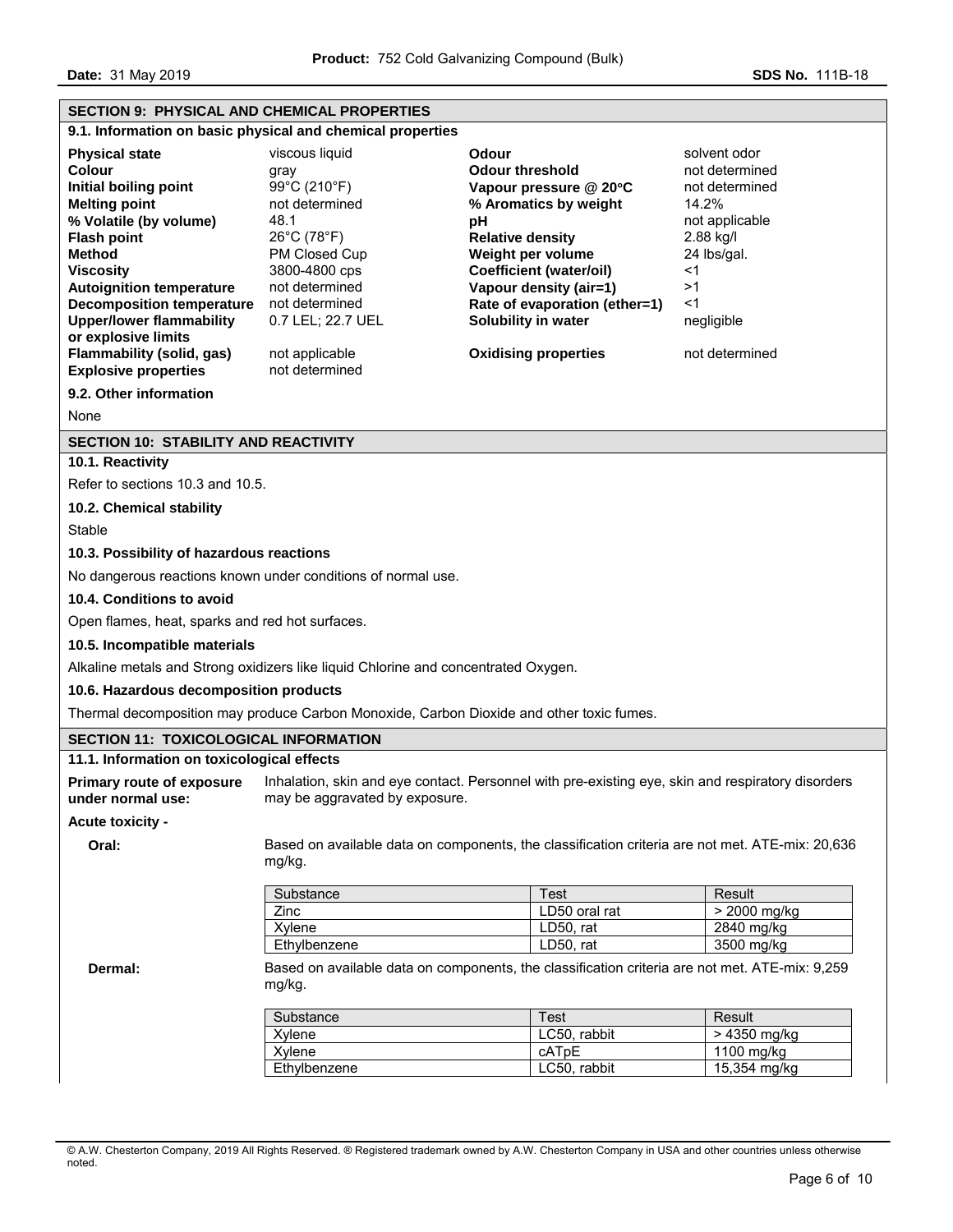## SECTION 9: PHYSICAL AND CHEMICAL PROPERTIES

### 9.1. Information on basic physical and chemical properties

| Property | Value | Property | Value |
|---|---|---|---|
| **Physical state** | viscous liquid | **Odour** | solvent odor |
| **Colour** | gray | **Odour threshold** | not determined |
| **Initial boiling point** | 99°C (210°F) | **Vapour pressure @ 20°C** | not determined |
| **Melting point** | not determined | **% Aromatics by weight** | 14.2% |
| **% Volatile (by volume)** | 48.1 | **pH** | not applicable |
| **Flash point** | 26°C (78°F) | **Relative density** | 2.88 kg/l |
| **Method** | PM Closed Cup | **Weight per volume** | 24 lbs/gal. |
| **Viscosity** | 3800-4800 cps | **Coefficient (water/oil)** | <1 |
| **Autoignition temperature** | not determined | **Vapour density (air=1)** | >1 |
| **Decomposition temperature** | not determined | **Rate of evaporation (ether=1)** | <1 |
| **Upper/lower flammability or explosive limits** | 0.7 LEL; 22.7 UEL | **Solubility in water** | negligible |
| **Flammability (solid, gas)** | not applicable | **Oxidising properties** | not determined |
| **Explosive properties** | not determined | | |

### 9.2. Other information

None

## SECTION 10: STABILITY AND REACTIVITY

### 10.1. Reactivity

Refer to sections 10.3 and 10.5.

### 10.2. Chemical stability

Stable

### 10.3. Possibility of hazardous reactions

No dangerous reactions known under conditions of normal use.

### 10.4. Conditions to avoid

Open flames, heat, sparks and red hot surfaces.

### 10.5. Incompatible materials

Alkaline metals and Strong oxidizers like liquid Chlorine and concentrated Oxygen.

### 10.6. Hazardous decomposition products

Thermal decomposition may produce Carbon Monoxide, Carbon Dioxide and other toxic fumes.

## SECTION 11: TOXICOLOGICAL INFORMATION

### 11.1. Information on toxicological effects

**Primary route of exposure under normal use:** Inhalation, skin and eye contact. Personnel with pre-existing eye, skin and respiratory disorders may be aggravated by exposure.

**Acute toxicity -**

**Oral:** Based on available data on components, the classification criteria are not met. ATE-mix: 20,636 mg/kg.

| Substance | Test | Result |
|---|---|---|
| Zinc | LD50 oral rat | > 2000 mg/kg |
| Xylene | LD50, rat | 2840 mg/kg |
| Ethylbenzene | LD50, rat | 3500 mg/kg |

**Dermal:** Based on available data on components, the classification criteria are not met. ATE-mix: 9,259 mg/kg.

| Substance | Test | Result |
|---|---|---|
| Xylene | LC50, rabbit | > 4350 mg/kg |
| Xylene | cATpE | 1100 mg/kg |
| Ethylbenzene | LC50, rabbit | 15,354 mg/kg |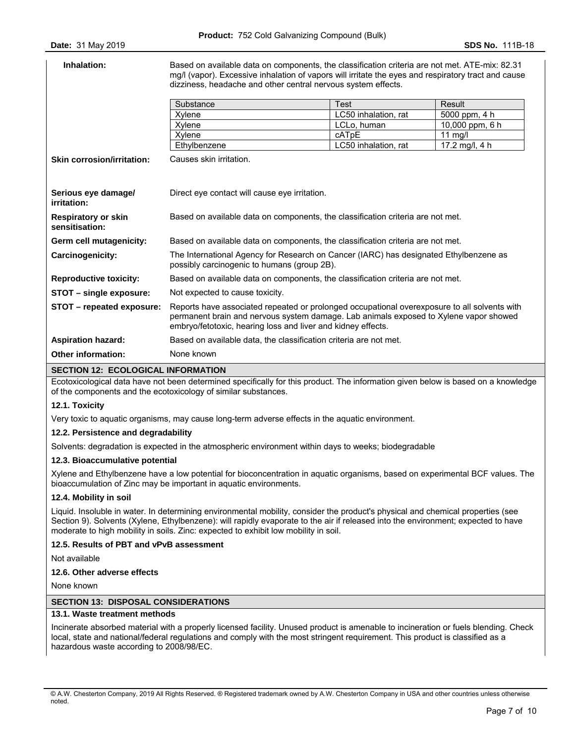**Inhalation:** Based on available data on components, the classification criteria are not met. ATE-mix: 82.31 mg/l (vapor). Excessive inhalation of vapors will irritate the eyes and respiratory tract and cause dizziness, headache and other central nervous system effects.

| Substance | Test | Result |
|---|---|---|
| Xylene | LC50 inhalation, rat | 5000 ppm, 4 h |
| Xylene | LCLo, human | 10,000 ppm, 6 h |
| Xylene | cATpE | 11 mg/l |
| Ethylbenzene | LC50 inhalation, rat | 17.2 mg/l, 4 h |

**Skin corrosion/irritation:** Causes skin irritation.

**Serious eye damage/ irritation:** Direct eye contact will cause eye irritation.

**Respiratory or skin sensitisation:** Based on available data on components, the classification criteria are not met.

**Germ cell mutagenicity:** Based on available data on components, the classification criteria are not met.

**Carcinogenicity:** The International Agency for Research on Cancer (IARC) has designated Ethylbenzene as possibly carcinogenic to humans (group 2B).

**Reproductive toxicity:** Based on available data on components, the classification criteria are not met.

**STOT – single exposure:** Not expected to cause toxicity.

**STOT – repeated exposure:** Reports have associated repeated or prolonged occupational overexposure to all solvents with permanent brain and nervous system damage. Lab animals exposed to Xylene vapor showed embryo/fetotoxic, hearing loss and liver and kidney effects.

**Aspiration hazard:** Based on available data, the classification criteria are not met.

**Other information:** None known

## SECTION 12: ECOLOGICAL INFORMATION

Ecotoxicological data have not been determined specifically for this product. The information given below is based on a knowledge of the components and the ecotoxicology of similar substances.

### 12.1. Toxicity

Very toxic to aquatic organisms, may cause long-term adverse effects in the aquatic environment.

### 12.2. Persistence and degradability

Solvents: degradation is expected in the atmospheric environment within days to weeks; biodegradable

### 12.3. Bioaccumulative potential

Xylene and Ethylbenzene have a low potential for bioconcentration in aquatic organisms, based on experimental BCF values. The bioaccumulation of Zinc may be important in aquatic environments.

### 12.4. Mobility in soil

Liquid. Insoluble in water. In determining environmental mobility, consider the product's physical and chemical properties (see Section 9). Solvents (Xylene, Ethylbenzene): will rapidly evaporate to the air if released into the environment; expected to have moderate to high mobility in soils. Zinc: expected to exhibit low mobility in soil.

### 12.5. Results of PBT and vPvB assessment

Not available

### 12.6. Other adverse effects

None known

## SECTION 13: DISPOSAL CONSIDERATIONS

### 13.1. Waste treatment methods

Incinerate absorbed material with a properly licensed facility. Unused product is amenable to incineration or fuels blending. Check local, state and national/federal regulations and comply with the most stringent requirement. This product is classified as a hazardous waste according to 2008/98/EC.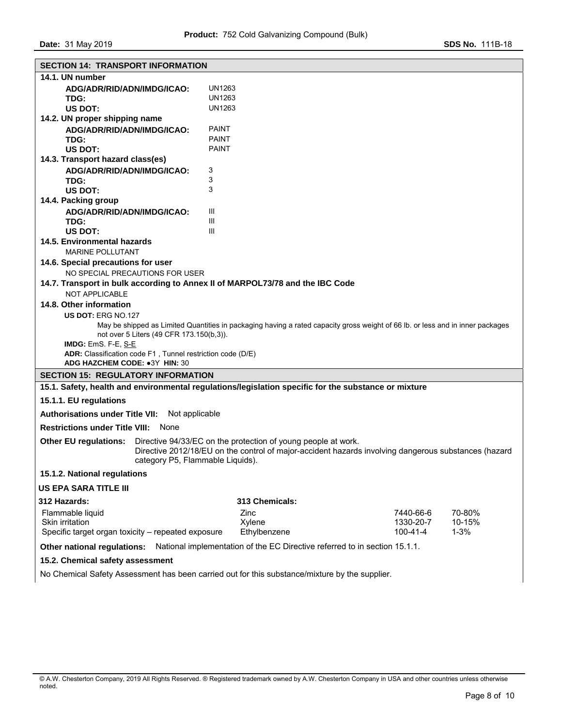## SECTION 14: TRANSPORT INFORMATION

**14.1. UN number**

| | |
|---|---|
| **ADG/ADR/RID/ADN/IMDG/ICAO:** | UN1263 |
| **TDG:** | UN1263 |
| **US DOT:** | UN1263 |

**14.2. UN proper shipping name**

| | |
|---|---|
| **ADG/ADR/RID/ADN/IMDG/ICAO:** | PAINT |
| **TDG:** | PAINT |
| **US DOT:** | PAINT |

**14.3. Transport hazard class(es)**

| | |
|---|---|
| **ADG/ADR/RID/ADN/IMDG/ICAO:** | 3 |
| **TDG:** | 3 |
| **US DOT:** | 3 |

**14.4. Packing group**

| | |
|---|---|
| **ADG/ADR/RID/ADN/IMDG/ICAO:** | III |
| **TDG:** | III |
| **US DOT:** | III |

**14.5. Environmental hazards**

MARINE POLLUTANT

**14.6. Special precautions for user**

NO SPECIAL PRECAUTIONS FOR USER

**14.7. Transport in bulk according to Annex II of MARPOL73/78 and the IBC Code**

NOT APPLICABLE

**14.8. Other information**

**US DOT:** ERG NO.127

May be shipped as Limited Quantities in packaging having a rated capacity gross weight of 66 lb. or less and in inner packages not over 5 Liters (49 CFR 173.150(b,3)).

**IMDG:** EmS. F-E, S-E

**ADR:** Classification code F1 , Tunnel restriction code (D/E)

**ADG HAZCHEM CODE:** ●3Y **HIN:** 30

## SECTION 15: REGULATORY INFORMATION

**15.1. Safety, health and environmental regulations/legislation specific for the substance or mixture**

**15.1.1. EU regulations**

**Authorisations under Title VII:** Not applicable

**Restrictions under Title VIII:** None

**Other EU regulations:** Directive 94/33/EC on the protection of young people at work.
Directive 2012/18/EU on the control of major-accident hazards involving dangerous substances (hazard category P5, Flammable Liquids).

**15.1.2. National regulations**

**US EPA SARA TITLE III**

| 312 Hazards: | 313 Chemicals: | | |
|---|---|---|---|
| Flammable liquid | Zinc | 7440-66-6 | 70-80% |
| Skin irritation | Xylene | 1330-20-7 | 10-15% |
| Specific target organ toxicity – repeated exposure | Ethylbenzene | 100-41-4 | 1-3% |

**Other national regulations:** National implementation of the EC Directive referred to in section 15.1.1.

**15.2. Chemical safety assessment**

No Chemical Safety Assessment has been carried out for this substance/mixture by the supplier.

© A.W. Chesterton Company, 2019 All Rights Reserved. ® Registered trademark owned by A.W. Chesterton Company in USA and other countries unless otherwise noted.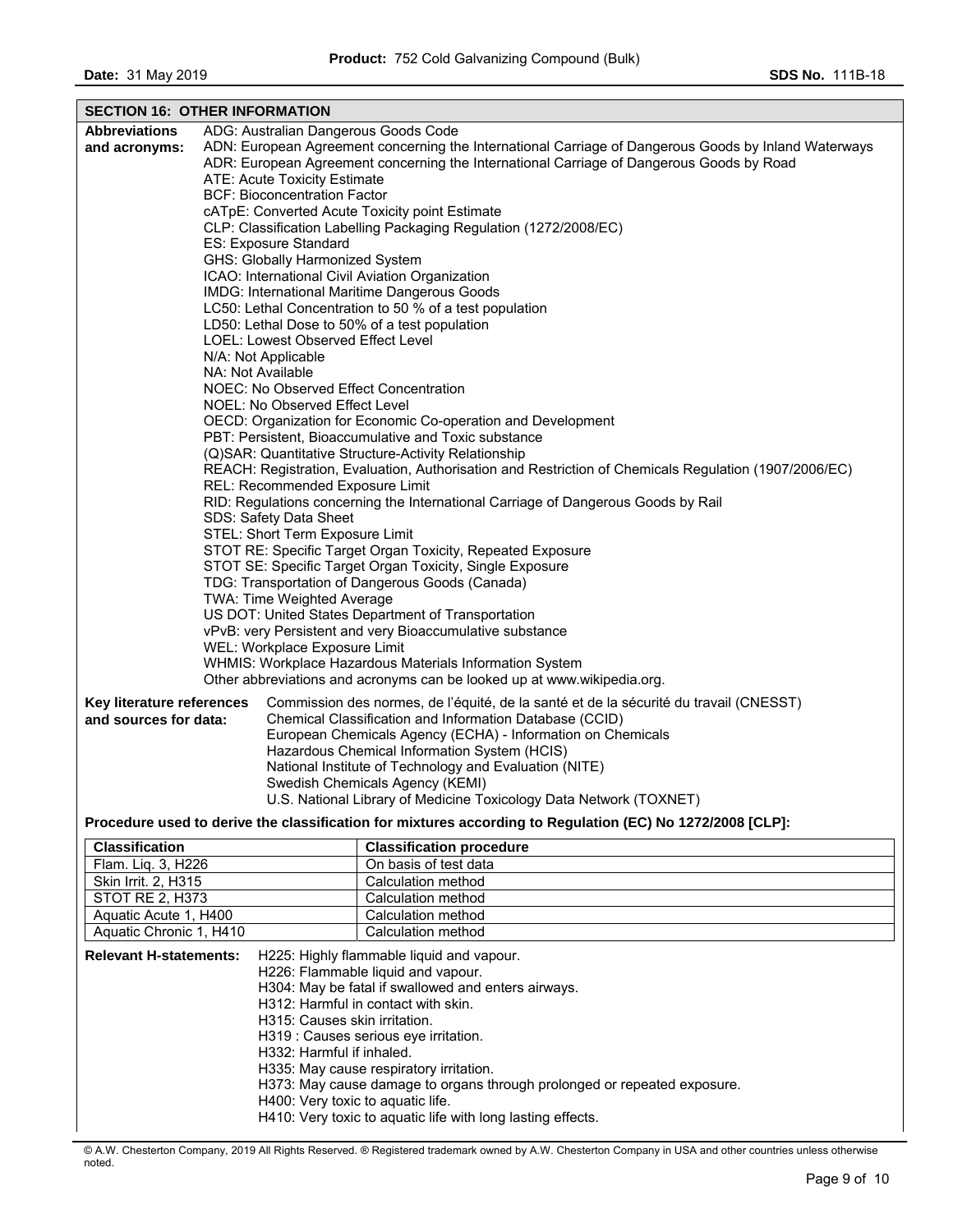## SECTION 16: OTHER INFORMATION

**Abbreviations and acronyms:**

ADG: Australian Dangerous Goods Code
ADN: European Agreement concerning the International Carriage of Dangerous Goods by Inland Waterways
ADR: European Agreement concerning the International Carriage of Dangerous Goods by Road
ATE: Acute Toxicity Estimate
BCF: Bioconcentration Factor
cATpE: Converted Acute Toxicity point Estimate
CLP: Classification Labelling Packaging Regulation (1272/2008/EC)
ES: Exposure Standard
GHS: Globally Harmonized System
ICAO: International Civil Aviation Organization
IMDG: International Maritime Dangerous Goods
LC50: Lethal Concentration to 50 % of a test population
LD50: Lethal Dose to 50% of a test population
LOEL: Lowest Observed Effect Level
N/A: Not Applicable
NA: Not Available
NOEC: No Observed Effect Concentration
NOEL: No Observed Effect Level
OECD: Organization for Economic Co-operation and Development
PBT: Persistent, Bioaccumulative and Toxic substance
(Q)SAR: Quantitative Structure-Activity Relationship
REACH: Registration, Evaluation, Authorisation and Restriction of Chemicals Regulation (1907/2006/EC)
REL: Recommended Exposure Limit
RID: Regulations concerning the International Carriage of Dangerous Goods by Rail
SDS: Safety Data Sheet
STEL: Short Term Exposure Limit
STOT RE: Specific Target Organ Toxicity, Repeated Exposure
STOT SE: Specific Target Organ Toxicity, Single Exposure
TDG: Transportation of Dangerous Goods (Canada)
TWA: Time Weighted Average
US DOT: United States Department of Transportation
vPvB: very Persistent and very Bioaccumulative substance
WEL: Workplace Exposure Limit
WHMIS: Workplace Hazardous Materials Information System
Other abbreviations and acronyms can be looked up at www.wikipedia.org.

**Key literature references and sources for data:**

Commission des normes, de l'équité, de la santé et de la sécurité du travail (CNESST)
Chemical Classification and Information Database (CCID)
European Chemicals Agency (ECHA) - Information on Chemicals
Hazardous Chemical Information System (HCIS)
National Institute of Technology and Evaluation (NITE)
Swedish Chemicals Agency (KEMI)
U.S. National Library of Medicine Toxicology Data Network (TOXNET)

**Procedure used to derive the classification for mixtures according to Regulation (EC) No 1272/2008 [CLP]:**

| Classification | Classification procedure |
|---|---|
| Flam. Liq. 3, H226 | On basis of test data |
| Skin Irrit. 2, H315 | Calculation method |
| STOT RE 2, H373 | Calculation method |
| Aquatic Acute 1, H400 | Calculation method |
| Aquatic Chronic 1, H410 | Calculation method |

**Relevant H-statements:**

H225: Highly flammable liquid and vapour.
H226: Flammable liquid and vapour.
H304: May be fatal if swallowed and enters airways.
H312: Harmful in contact with skin.
H315: Causes skin irritation.
H319 : Causes serious eye irritation.
H332: Harmful if inhaled.
H335: May cause respiratory irritation.
H373: May cause damage to organs through prolonged or repeated exposure.
H400: Very toxic to aquatic life.
H410: Very toxic to aquatic life with long lasting effects.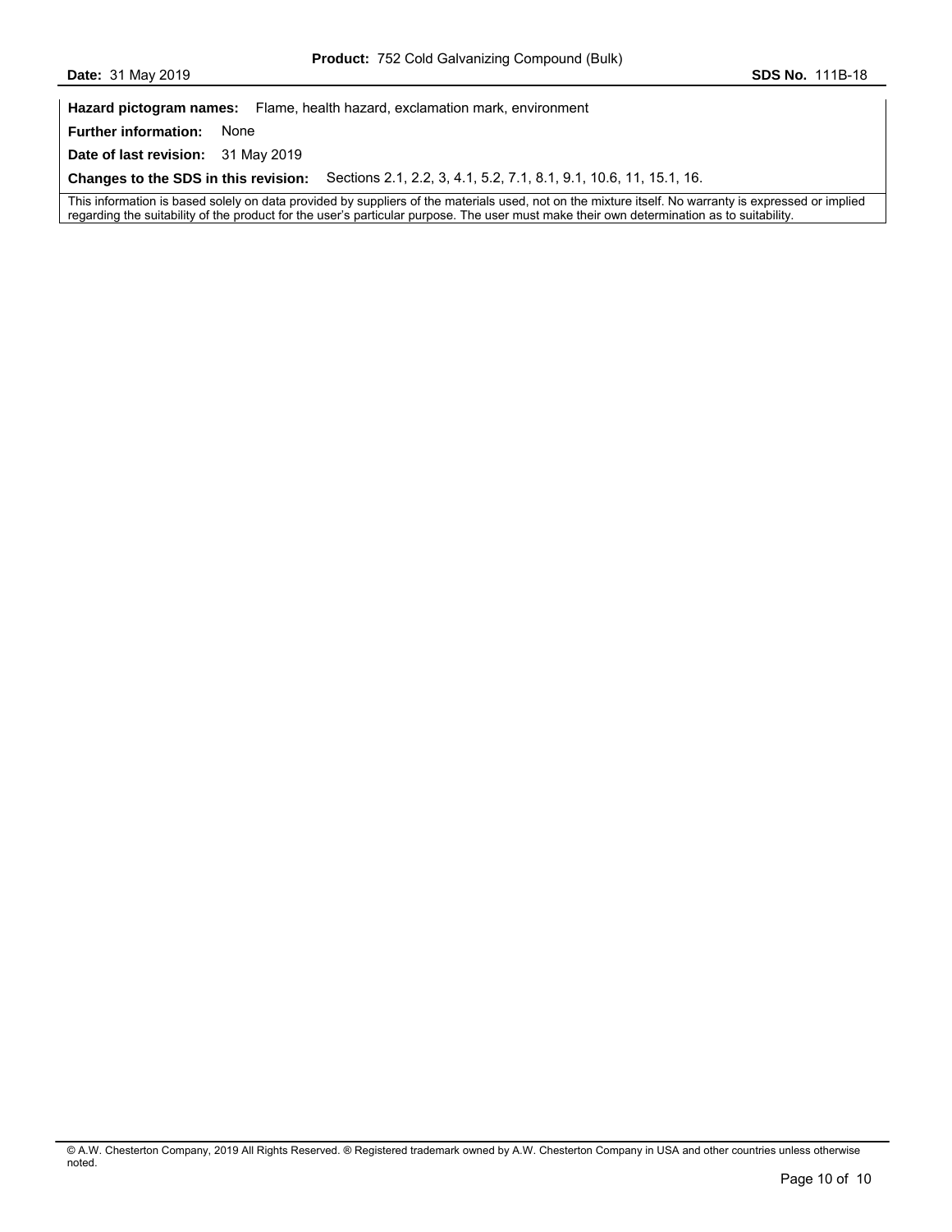**Hazard pictogram names:** Flame, health hazard, exclamation mark, environment

**Further information:** None

**Date of last revision:** 31 May 2019

**Changes to the SDS in this revision:** Sections 2.1, 2.2, 3, 4.1, 5.2, 7.1, 8.1, 9.1, 10.6, 11, 15.1, 16.

This information is based solely on data provided by suppliers of the materials used, not on the mixture itself. No warranty is expressed or implied regarding the suitability of the product for the user's particular purpose. The user must make their own determination as to suitability.